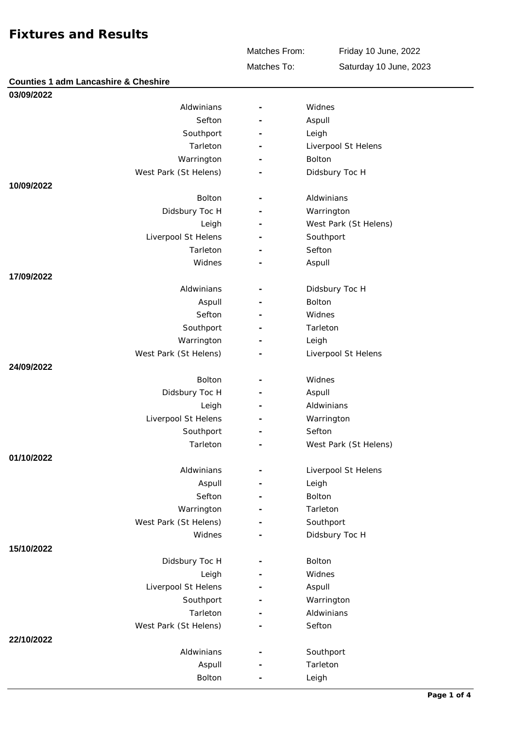# Fixtures and Results

Matches From: Friday 10 June, 2022

Matches To: Saturday 10 June, 2023

## Counties 1 adm Lancashire & Cheshire

**03/09/2022**

| Home | | Away |
|---|---|---|
| Aldwinians | - | Widnes |
| Sefton | - | Aspull |
| Southport | - | Leigh |
| Tarleton | - | Liverpool St Helens |
| Warrington | - | Bolton |
| West Park (St Helens) | - | Didsbury Toc H |

**10/09/2022**

| Home | | Away |
|---|---|---|
| Bolton | - | Aldwinians |
| Didsbury Toc H | - | Warrington |
| Leigh | - | West Park (St Helens) |
| Liverpool St Helens | - | Southport |
| Tarleton | - | Sefton |
| Widnes | - | Aspull |

**17/09/2022**

| Home | | Away |
|---|---|---|
| Aldwinians | - | Didsbury Toc H |
| Aspull | - | Bolton |
| Sefton | - | Widnes |
| Southport | - | Tarleton |
| Warrington | - | Leigh |
| West Park (St Helens) | - | Liverpool St Helens |

**24/09/2022**

| Home | | Away |
|---|---|---|
| Bolton | - | Widnes |
| Didsbury Toc H | - | Aspull |
| Leigh | - | Aldwinians |
| Liverpool St Helens | - | Warrington |
| Southport | - | Sefton |
| Tarleton | - | West Park (St Helens) |

**01/10/2022**

| Home | | Away |
|---|---|---|
| Aldwinians | - | Liverpool St Helens |
| Aspull | - | Leigh |
| Sefton | - | Bolton |
| Warrington | - | Tarleton |
| West Park (St Helens) | - | Southport |
| Widnes | - | Didsbury Toc H |

**15/10/2022**

| Home | | Away |
|---|---|---|
| Didsbury Toc H | - | Bolton |
| Leigh | - | Widnes |
| Liverpool St Helens | - | Aspull |
| Southport | - | Warrington |
| Tarleton | - | Aldwinians |
| West Park (St Helens) | - | Sefton |

**22/10/2022**

| Home | | Away |
|---|---|---|
| Aldwinians | - | Southport |
| Aspull | - | Tarleton |
| Bolton | - | Leigh |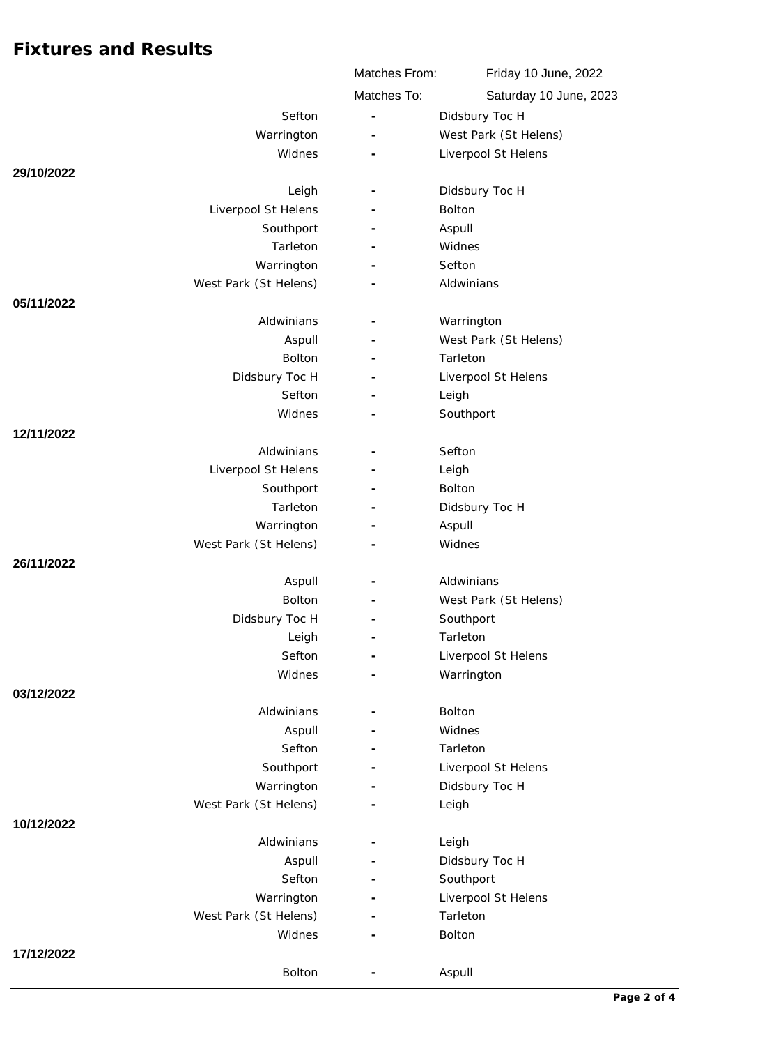# Fixtures and Results

Matches From: Friday 10 June, 2022

Matches To: Saturday 10 June, 2023

| Home | | Away |
|---|---|---|
| Sefton | - | Didsbury Toc H |
| Warrington | - | West Park (St Helens) |
| Widnes | - | Liverpool St Helens |

**29/10/2022**

| Home | | Away |
|---|---|---|
| Leigh | - | Didsbury Toc H |
| Liverpool St Helens | - | Bolton |
| Southport | - | Aspull |
| Tarleton | - | Widnes |
| Warrington | - | Sefton |
| West Park (St Helens) | - | Aldwinians |

**05/11/2022**

| Home | | Away |
|---|---|---|
| Aldwinians | - | Warrington |
| Aspull | - | West Park (St Helens) |
| Bolton | - | Tarleton |
| Didsbury Toc H | - | Liverpool St Helens |
| Sefton | - | Leigh |
| Widnes | - | Southport |

**12/11/2022**

| Home | | Away |
|---|---|---|
| Aldwinians | - | Sefton |
| Liverpool St Helens | - | Leigh |
| Southport | - | Bolton |
| Tarleton | - | Didsbury Toc H |
| Warrington | - | Aspull |
| West Park (St Helens) | - | Widnes |

**26/11/2022**

| Home | | Away |
|---|---|---|
| Aspull | - | Aldwinians |
| Bolton | - | West Park (St Helens) |
| Didsbury Toc H | - | Southport |
| Leigh | - | Tarleton |
| Sefton | - | Liverpool St Helens |
| Widnes | - | Warrington |

**03/12/2022**

| Home | | Away |
|---|---|---|
| Aldwinians | - | Bolton |
| Aspull | - | Widnes |
| Sefton | - | Tarleton |
| Southport | - | Liverpool St Helens |
| Warrington | - | Didsbury Toc H |
| West Park (St Helens) | - | Leigh |

**10/12/2022**

| Home | | Away |
|---|---|---|
| Aldwinians | - | Leigh |
| Aspull | - | Didsbury Toc H |
| Sefton | - | Southport |
| Warrington | - | Liverpool St Helens |
| West Park (St Helens) | - | Tarleton |
| Widnes | - | Bolton |

**17/12/2022**

| Home | | Away |
|---|---|---|
| Bolton | - | Aspull |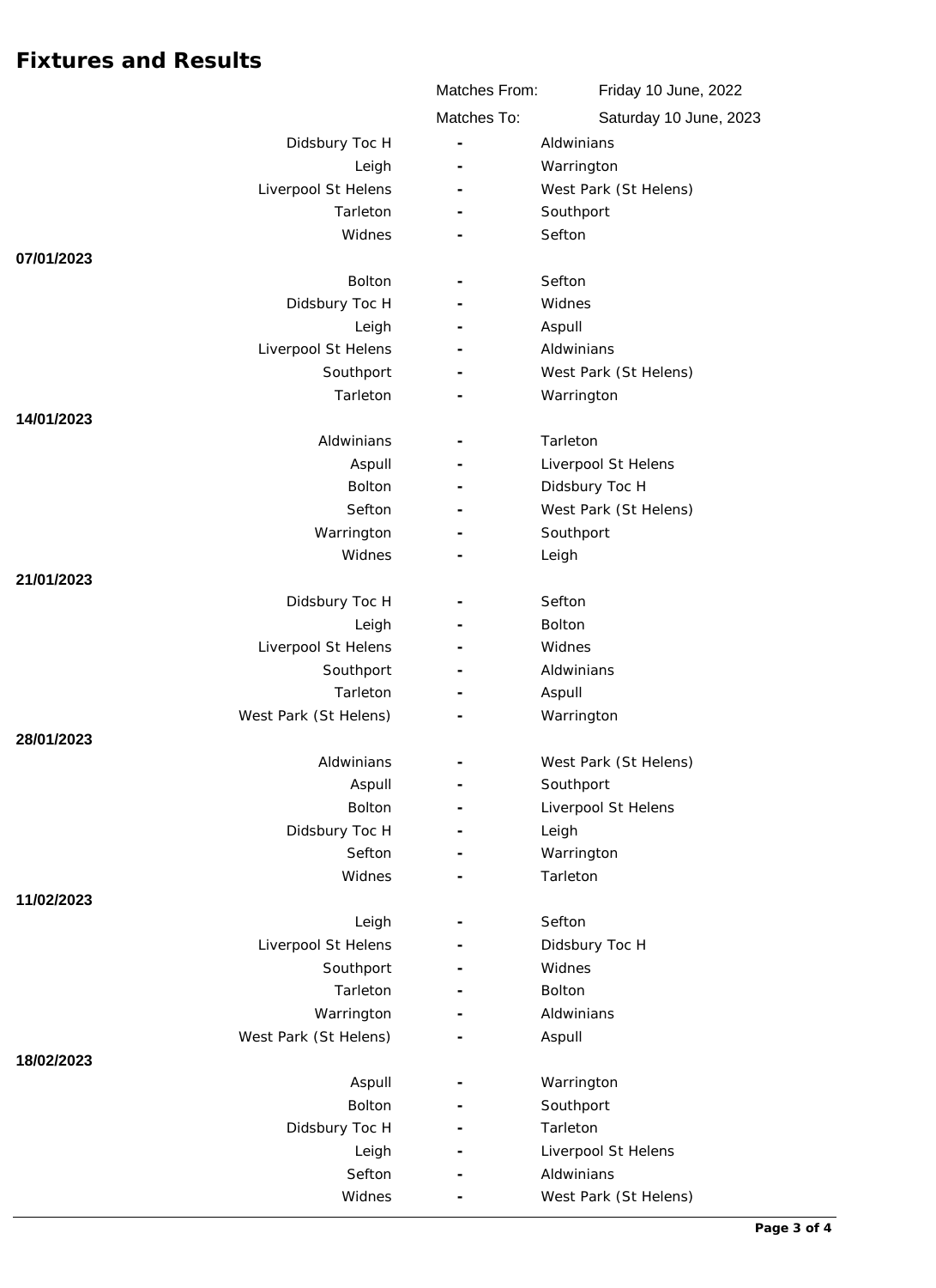# Fixtures and Results

| | Matches From: | Friday 10 June, 2022 |
|---|---|---|
| | Matches To: | Saturday 10 June, 2023 |

| Home | | Away |
|---|---|---|
| Didsbury Toc H | - | Aldwinians |
| Leigh | - | Warrington |
| Liverpool St Helens | - | West Park (St Helens) |
| Tarleton | - | Southport |
| Widnes | - | Sefton |

**07/01/2023**

| Home | | Away |
|---|---|---|
| Bolton | - | Sefton |
| Didsbury Toc H | - | Widnes |
| Leigh | - | Aspull |
| Liverpool St Helens | - | Aldwinians |
| Southport | - | West Park (St Helens) |
| Tarleton | - | Warrington |

**14/01/2023**

| Home | | Away |
|---|---|---|
| Aldwinians | - | Tarleton |
| Aspull | - | Liverpool St Helens |
| Bolton | - | Didsbury Toc H |
| Sefton | - | West Park (St Helens) |
| Warrington | - | Southport |
| Widnes | - | Leigh |

**21/01/2023**

| Home | | Away |
|---|---|---|
| Didsbury Toc H | - | Sefton |
| Leigh | - | Bolton |
| Liverpool St Helens | - | Widnes |
| Southport | - | Aldwinians |
| Tarleton | - | Aspull |
| West Park (St Helens) | - | Warrington |

**28/01/2023**

| Home | | Away |
|---|---|---|
| Aldwinians | - | West Park (St Helens) |
| Aspull | - | Southport |
| Bolton | - | Liverpool St Helens |
| Didsbury Toc H | - | Leigh |
| Sefton | - | Warrington |
| Widnes | - | Tarleton |

**11/02/2023**

| Home | | Away |
|---|---|---|
| Leigh | - | Sefton |
| Liverpool St Helens | - | Didsbury Toc H |
| Southport | - | Widnes |
| Tarleton | - | Bolton |
| Warrington | - | Aldwinians |
| West Park (St Helens) | - | Aspull |

**18/02/2023**

| Home | | Away |
|---|---|---|
| Aspull | - | Warrington |
| Bolton | - | Southport |
| Didsbury Toc H | - | Tarleton |
| Leigh | - | Liverpool St Helens |
| Sefton | - | Aldwinians |
| Widnes | - | West Park (St Helens) |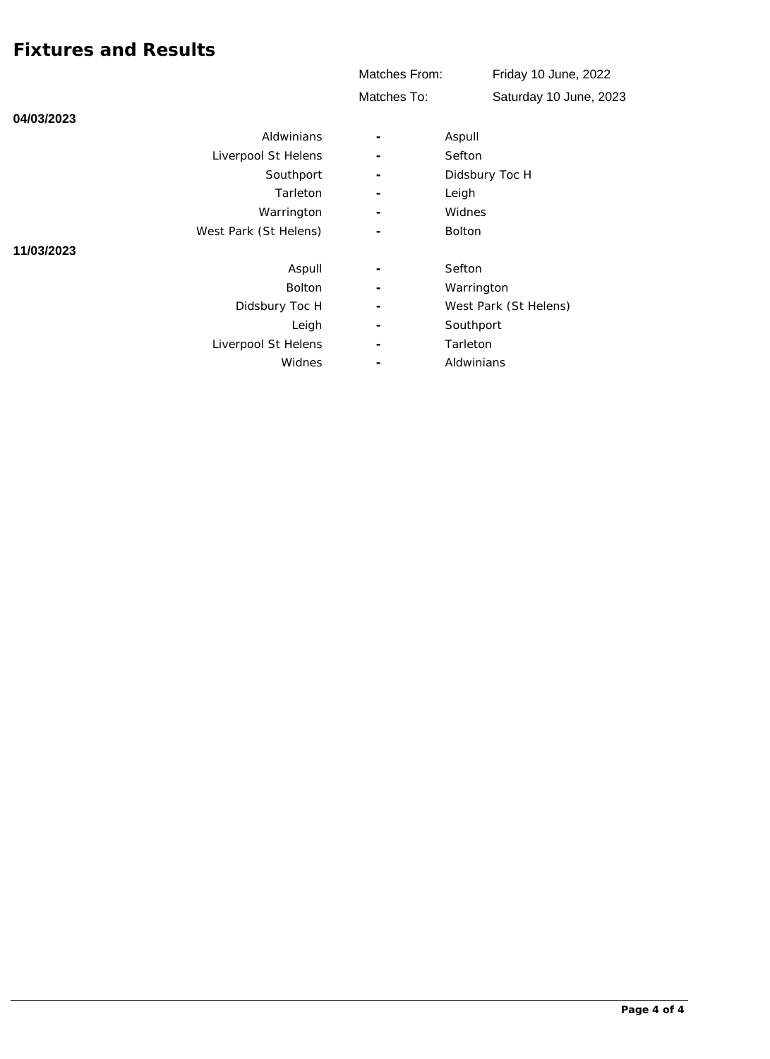# Fixtures and Results

| | |
|---|---|
| Matches From: | Friday 10 June, 2022 |
| Matches To: | Saturday 10 June, 2023 |

**04/03/2023**

| | | |
|---|---|---|
| Aldwinians | - | Aspull |
| Liverpool St Helens | - | Sefton |
| Southport | - | Didsbury Toc H |
| Tarleton | - | Leigh |
| Warrington | - | Widnes |
| West Park (St Helens) | - | Bolton |

**11/03/2023**

| | | |
|---|---|---|
| Aspull | - | Sefton |
| Bolton | - | Warrington |
| Didsbury Toc H | - | West Park (St Helens) |
| Leigh | - | Southport |
| Liverpool St Helens | - | Tarleton |
| Widnes | - | Aldwinians |